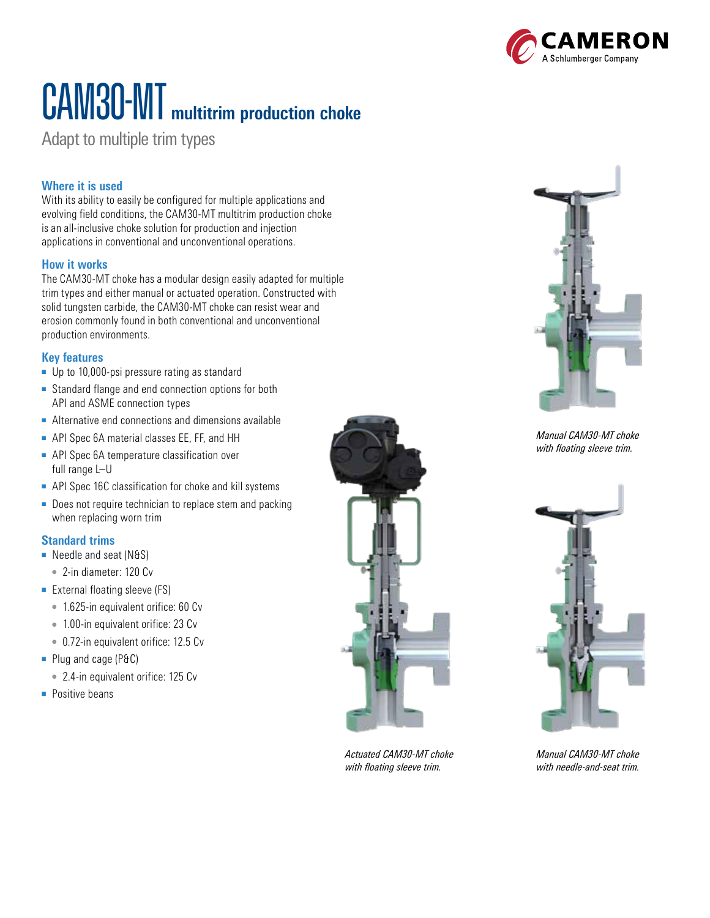# CAM30-MT multitrim production choke

Adapt to multiple trim types

### Where it is used

With its ability to easily be configured for multiple applications and evolving field conditions, the CAM30-MT multitrim production choke is an all-inclusive choke solution for production and injection applications in conventional and unconventional operations.

### How it works

The CAM30-MT choke has a modular design easily adapted for multiple trim types and either manual or actuated operation. Constructed with solid tungsten carbide, the CAM30-MT choke can resist wear and erosion commonly found in both conventional and unconventional production environments.

### Key features

- Up to 10,000-psi pressure rating as standard
- Standard flange and end connection options for both API and ASME connection types
- Alternative end connections and dimensions available
- API Spec 6A material classes EE, FF, and HH
- API Spec 6A temperature classification over full range L–U
- API Spec 16C classification for choke and kill systems
- Does not require technician to replace stem and packing when replacing worn trim

### Standard trims

- Needle and seat (N&S)
  - 2-in diameter: 120 Cv
- External floating sleeve (FS)
  - 1.625-in equivalent orifice: 60 Cv
  - 1.00-in equivalent orifice: 23 Cv
  - 0.72-in equivalent orifice: 12.5 Cv
- Plug and cage (P&C)
  - 2.4-in equivalent orifice: 125 Cv
- Positive beans

*Manual CAM30-MT choke with floating sleeve trim.*

*Actuated CAM30-MT choke with floating sleeve trim.*

*Manual CAM30-MT choke with needle-and-seat trim.*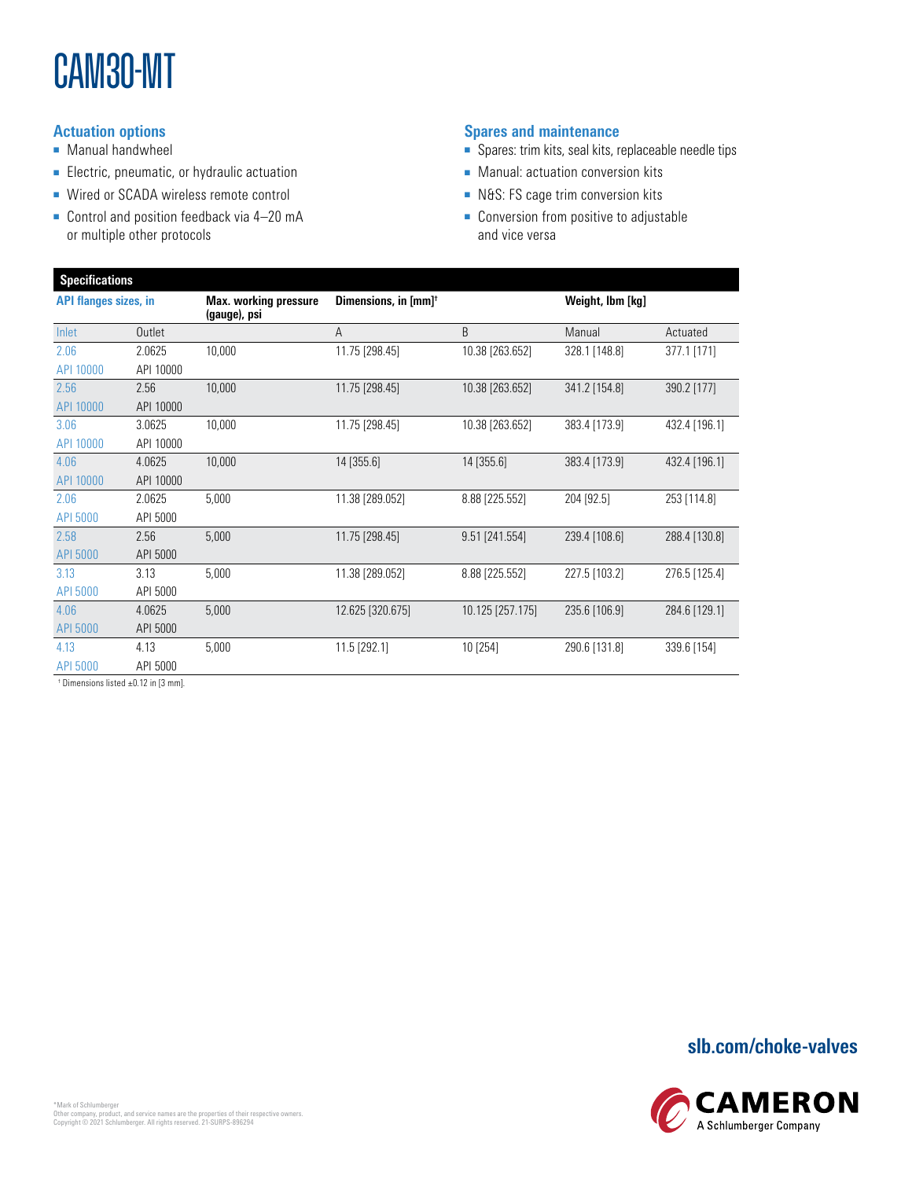# CAM30-MT

## Actuation options

- Manual handwheel
- Electric, pneumatic, or hydraulic actuation
- Wired or SCADA wireless remote control
- Control and position feedback via 4–20 mA or multiple other protocols

## Spares and maintenance

- Spares: trim kits, seal kits, replaceable needle tips
- Manual: actuation conversion kits
- N&S: FS cage trim conversion kits
- Conversion from positive to adjustable and vice versa

**Specifications**

| API flanges sizes, in | | Max. working pressure (gauge), psi | Dimensions, in [mm][†] | | Weight, lbm [kg] | |
|---|---|---|---|---|---|---|
| Inlet | Outlet | | A | B | Manual | Actuated |
| 2.06 API 10000 | 2.0625 API 10000 | 10,000 | 11.75 [298.45] | 10.38 [263.652] | 328.1 [148.8] | 377.1 [171] |
| 2.56 API 10000 | 2.56 API 10000 | 10,000 | 11.75 [298.45] | 10.38 [263.652] | 341.2 [154.8] | 390.2 [177] |
| 3.06 API 10000 | 3.0625 API 10000 | 10,000 | 11.75 [298.45] | 10.38 [263.652] | 383.4 [173.9] | 432.4 [196.1] |
| 4.06 API 10000 | 4.0625 API 10000 | 10,000 | 14 [355.6] | 14 [355.6] | 383.4 [173.9] | 432.4 [196.1] |
| 2.06 API 5000 | 2.0625 API 5000 | 5,000 | 11.38 [289.052] | 8.88 [225.552] | 204 [92.5] | 253 [114.8] |
| 2.58 API 5000 | 2.56 API 5000 | 5,000 | 11.75 [298.45] | 9.51 [241.554] | 239.4 [108.6] | 288.4 [130.8] |
| 3.13 API 5000 | 3.13 API 5000 | 5,000 | 11.38 [289.052] | 8.88 [225.552] | 227.5 [103.2] | 276.5 [125.4] |
| 4.06 API 5000 | 4.0625 API 5000 | 5,000 | 12.625 [320.675] | 10.125 [257.175] | 235.6 [106.9] | 284.6 [129.1] |
| 4.13 API 5000 | 4.13 API 5000 | 5,000 | 11.5 [292.1] | 10 [254] | 290.6 [131.8] | 339.6 [154] |

[†] Dimensions listed ±0.12 in [3 mm].

slb.com/choke-valves

*Mark of Schlumberger
Other company, product, and service names are the properties of their respective owners.
Copyright © 2021 Schlumberger. All rights reserved. 21-SURPS-896294

CAMERON
A Schlumberger Company